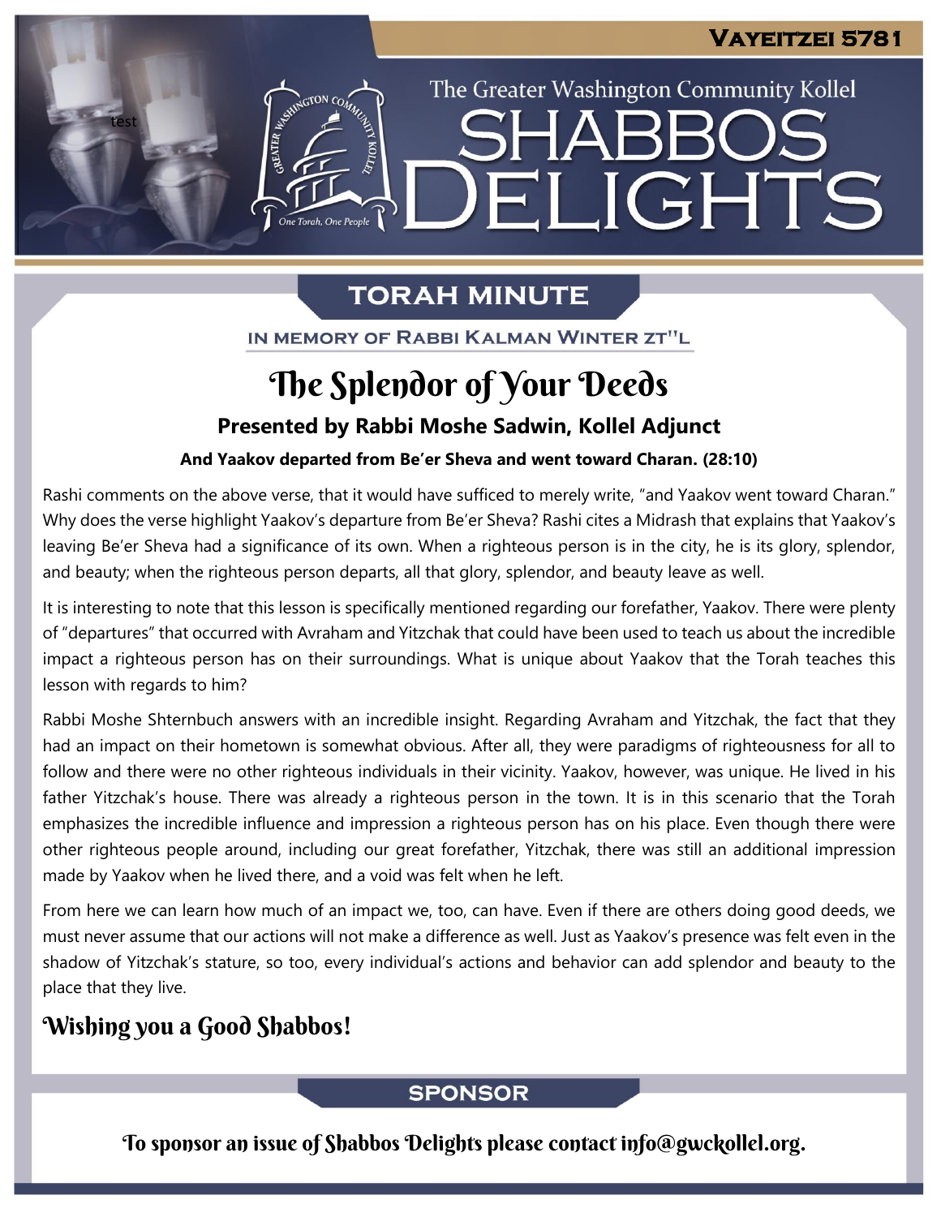# Vayeitzei 5781

The Greater Washington Community Kollel

# Shabbos Delights

## Torah Minute

In Memory of Rabbi Kalman Winter zt"l

## The Splendor of Your Deeds

### Presented by Rabbi Moshe Sadwin, Kollel Adjunct

**And Yaakov departed from Be'er Sheva and went toward Charan. (28:10)**

Rashi comments on the above verse, that it would have sufficed to merely write, "and Yaakov went toward Charan." Why does the verse highlight Yaakov's departure from Be'er Sheva? Rashi cites a Midrash that explains that Yaakov's leaving Be'er Sheva had a significance of its own. When a righteous person is in the city, he is its glory, splendor, and beauty; when the righteous person departs, all that glory, splendor, and beauty leave as well.

It is interesting to note that this lesson is specifically mentioned regarding our forefather, Yaakov. There were plenty of "departures" that occurred with Avraham and Yitzchak that could have been used to teach us about the incredible impact a righteous person has on their surroundings. What is unique about Yaakov that the Torah teaches this lesson with regards to him?

Rabbi Moshe Shternbuch answers with an incredible insight. Regarding Avraham and Yitzchak, the fact that they had an impact on their hometown is somewhat obvious. After all, they were paradigms of righteousness for all to follow and there were no other righteous individuals in their vicinity. Yaakov, however, was unique. He lived in his father Yitzchak's house. There was already a righteous person in the town. It is in this scenario that the Torah emphasizes the incredible influence and impression a righteous person has on his place. Even though there were other righteous people around, including our great forefather, Yitzchak, there was still an additional impression made by Yaakov when he lived there, and a void was felt when he left.

From here we can learn how much of an impact we, too, can have. Even if there are others doing good deeds, we must never assume that our actions will not make a difference as well. Just as Yaakov's presence was felt even in the shadow of Yitzchak's stature, so too, every individual's actions and behavior can add splendor and beauty to the place that they live.

### Wishing you a Good Shabbos!

## Sponsor

To sponsor an issue of Shabbos Delights please contact info@gwckollel.org.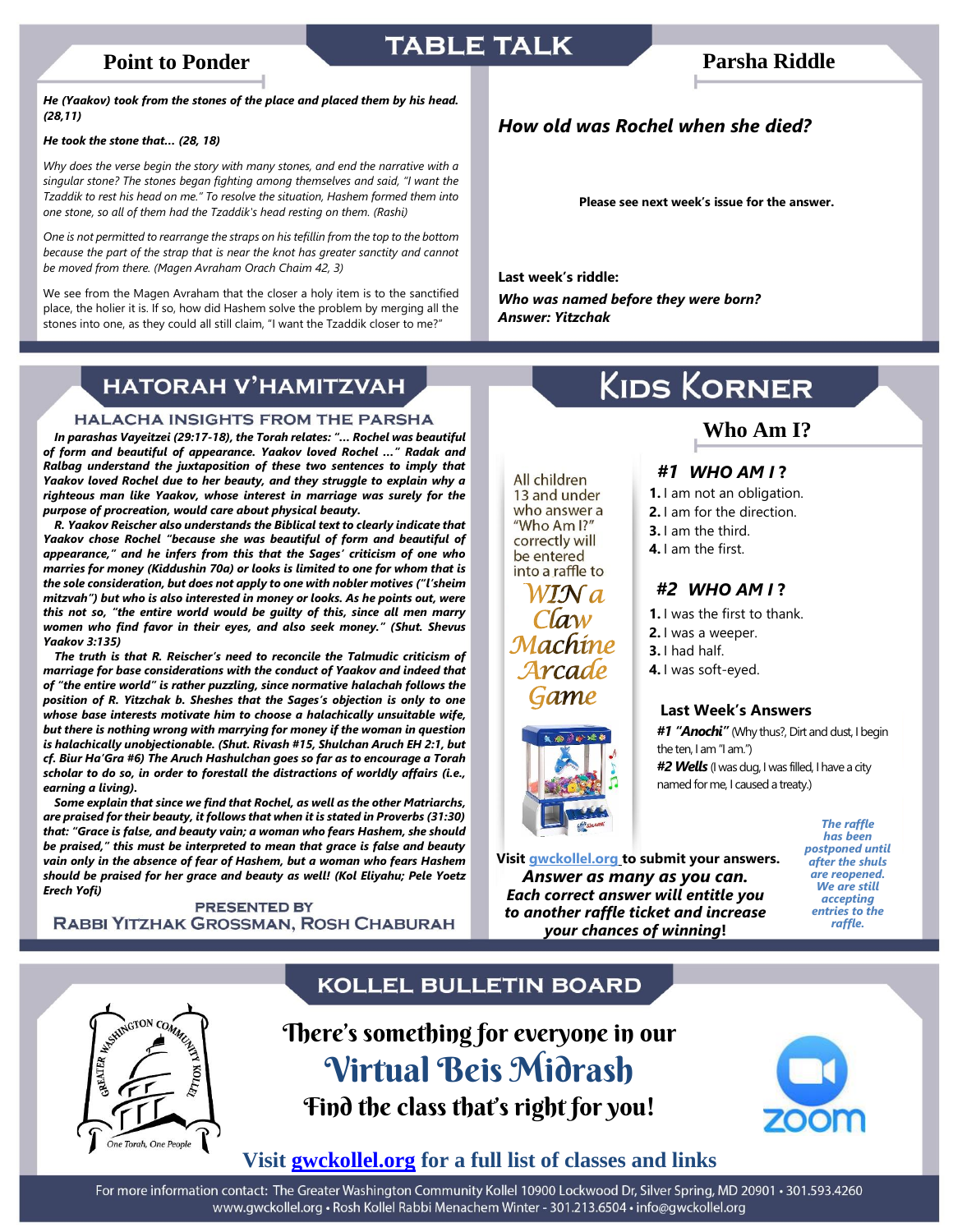# TABLE TALK

## Point to Ponder

***He (Yaakov) took from the stones of the place and placed them by his head. (28,11)***

***He took the stone that... (28, 18)***

*Why does the verse begin the story with many stones, and end the narrative with a singular stone? The stones began fighting among themselves and said, "I want the Tzaddik to rest his head on me." To resolve the situation, Hashem formed them into one stone, so all of them had the Tzaddik's head resting on them. (Rashi)*

*One is not permitted to rearrange the straps on his tefillin from the top to the bottom because the part of the strap that is near the knot has greater sanctity and cannot be moved from there. (Magen Avraham Orach Chaim 42, 3)*

We see from the Magen Avraham that the closer a holy item is to the sanctified place, the holier it is. If so, how did Hashem solve the problem by merging all the stones into one, as they could all still claim, "I want the Tzaddik closer to me?"

## Parsha Riddle

***How old was Rochel when she died?***

**Please see next week's issue for the answer.**

**Last week's riddle:**

***Who was named before they were born?***
***Answer: Yitzchak***

# HATORAH V'HAMITZVAH

## HALACHA INSIGHTS FROM THE PARSHA

***In parashas Vayeitzei (29:17-18), the Torah relates: "... Rochel was beautiful of form and beautiful of appearance. Yaakov loved Rochel ..." Radak and Ralbag understand the juxtaposition of these two sentences to imply that Yaakov loved Rochel due to her beauty, and they struggle to explain why a righteous man like Yaakov, whose interest in marriage was surely for the purpose of procreation, would care about physical beauty.***

***R. Yaakov Reischer also understands the Biblical text to clearly indicate that Yaakov chose Rochel "because she was beautiful of form and beautiful of appearance," and he infers from this that the Sages' criticism of one who marries for money (Kiddushin 70a) or looks is limited to one for whom that is the sole consideration, but does not apply to one with nobler motives ("l'sheim mitzvah") but who is also interested in money or looks. As he points out, were this not so, "the entire world would be guilty of this, since all men marry women who find favor in their eyes, and also seek money." (Shut. Shevus Yaakov 3:135)***

***The truth is that R. Reischer's need to reconcile the Talmudic criticism of marriage for base considerations with the conduct of Yaakov and indeed that of "the entire world" is rather puzzling, since normative halachah follows the position of R. Yitzchak b. Sheshes that the Sages's objection is only to one whose base interests motivate him to choose a halachically unsuitable wife, but there is nothing wrong with marrying for money if the woman in question is halachically unobjectionable. (Shut. Rivash #15, Shulchan Aruch EH 2:1, but cf. Biur Ha'Gra #6) The Aruch Hashulchan goes so far as to encourage a Torah scholar to do so, in order to forestall the distractions of worldly affairs (i.e., earning a living).***

***Some explain that since we find that Rochel, as well as the other Matriarchs, are praised for their beauty, it follows that when it is stated in Proverbs (31:30) that: "Grace is false, and beauty vain; a woman who fears Hashem, she should be praised," this must be interpreted to mean that grace is false and beauty vain only in the absence of fear of Hashem, but a woman who fears Hashem should be praised for her grace and beauty as well! (Kol Eliyahu; Pele Yoetz Erech Yofi)***

PRESENTED BY
RABBI YITZHAK GROSSMAN, ROSH CHABURAH

# KIDS KORNER

## Who Am I?

All children 13 and under who answer a "Who Am I?" correctly will be entered into a raffle to

WIN a Claw Machine Arcade Game

### #1 WHO AM I ?

1. I am not an obligation.
2. I am for the direction.
3. I am the third.
4. I am the first.

### #2 WHO AM I ?

1. I was the first to thank.
2. I was a weeper.
3. I had half.
4. I was soft-eyed.

### Last Week's Answers

***#1 "Anochi"*** (Why thus?, Dirt and dust, I begin the ten, I am "I am.")

***#2 Wells*** (I was dug, I was filled, I have a city named for me, I caused a treaty.)

**Visit gwckollel.org to submit your answers.**
***Answer as many as you can.***
***Each correct answer will entitle you to another raffle ticket and increase your chances of winning!***

*The raffle has been postponed until after the shuls are reopened. We are still accepting entries to the raffle.*

# KOLLEL BULLETIN BOARD

Greater Washington Community Kollel — One Torah, One People

There's something for everyone in our
Virtual Beis Midrash
Find the class that's right for you!

zoom

**Visit gwckollel.org for a full list of classes and links**

For more information contact: The Greater Washington Community Kollel 10900 Lockwood Dr, Silver Spring, MD 20901 • 301.593.4260
www.gwckollel.org • Rosh Kollel Rabbi Menachem Winter - 301.213.6504 • info@gwckollel.org